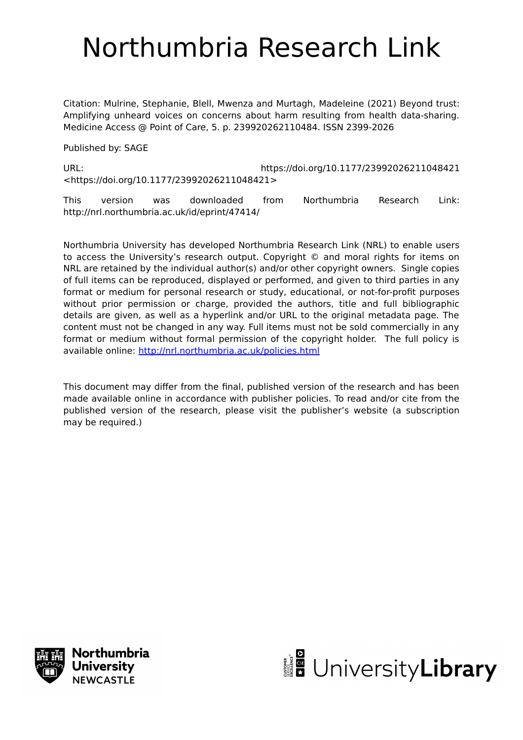# Northumbria Research Link

Citation: Mulrine, Stephanie, Blell, Mwenza and Murtagh, Madeleine (2021) Beyond trust: Amplifying unheard voices on concerns about harm resulting from health data-sharing. Medicine Access @ Point of Care, 5. p. 239920262110484. ISSN 2399-2026

Published by: SAGE

URL: https://doi.org/10.1177/23992026211048421 <https://doi.org/10.1177/23992026211048421>

This version was downloaded from Northumbria Research Link: http://nrl.northumbria.ac.uk/id/eprint/47414/

Northumbria University has developed Northumbria Research Link (NRL) to enable users to access the University's research output. Copyright © and moral rights for items on NRL are retained by the individual author(s) and/or other copyright owners. Single copies of full items can be reproduced, displayed or performed, and given to third parties in any format or medium for personal research or study, educational, or not-for-profit purposes without prior permission or charge, provided the authors, title and full bibliographic details are given, as well as a hyperlink and/or URL to the original metadata page. The content must not be changed in any way. Full items must not be sold commercially in any format or medium without formal permission of the copyright holder. The full policy is available online: http://nrl.northumbria.ac.uk/policies.html

This document may differ from the final, published version of the research and has been made available online in accordance with publisher policies. To read and/or cite from the published version of the research, please visit the publisher's website (a subscription may be required.)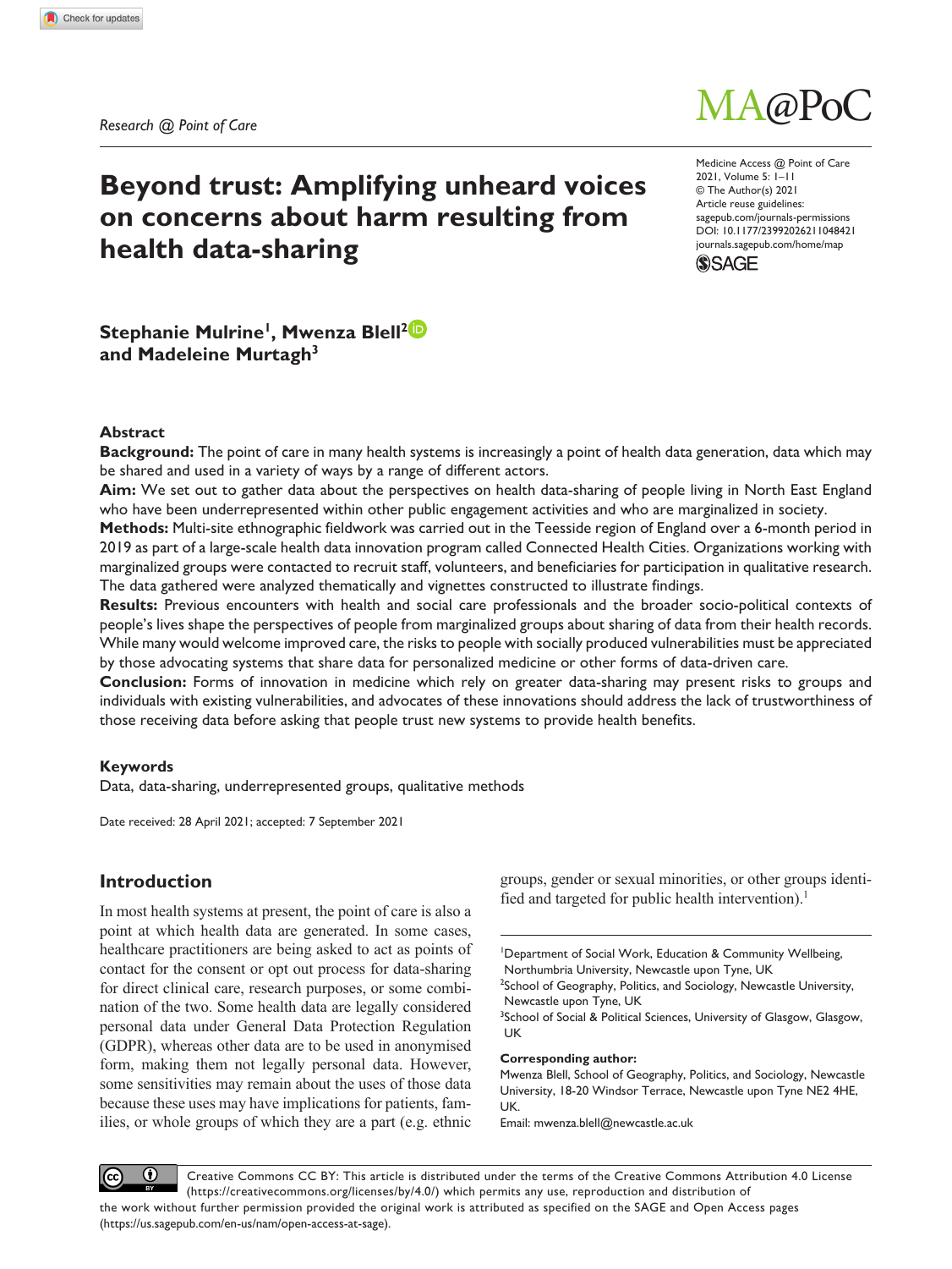# Beyond trust: Amplifying unheard voices on concerns about harm resulting from health data-sharing

**Stephanie Mulrine[1], Mwenza Blell[2] and Madeleine Murtagh[3]**

## Abstract

**Background:** The point of care in many health systems is increasingly a point of health data generation, data which may be shared and used in a variety of ways by a range of different actors.

**Aim:** We set out to gather data about the perspectives on health data-sharing of people living in North East England who have been underrepresented within other public engagement activities and who are marginalized in society.

**Methods:** Multi-site ethnographic fieldwork was carried out in the Teesside region of England over a 6-month period in 2019 as part of a large-scale health data innovation program called Connected Health Cities. Organizations working with marginalized groups were contacted to recruit staff, volunteers, and beneficiaries for participation in qualitative research. The data gathered were analyzed thematically and vignettes constructed to illustrate findings.

**Results:** Previous encounters with health and social care professionals and the broader socio-political contexts of people's lives shape the perspectives of people from marginalized groups about sharing of data from their health records. While many would welcome improved care, the risks to people with socially produced vulnerabilities must be appreciated by those advocating systems that share data for personalized medicine or other forms of data-driven care.

**Conclusion:** Forms of innovation in medicine which rely on greater data-sharing may present risks to groups and individuals with existing vulnerabilities, and advocates of these innovations should address the lack of trustworthiness of those receiving data before asking that people trust new systems to provide health benefits.

### Keywords

Data, data-sharing, underrepresented groups, qualitative methods

Date received: 28 April 2021; accepted: 7 September 2021

## Introduction

In most health systems at present, the point of care is also a point at which health data are generated. In some cases, healthcare practitioners are being asked to act as points of contact for the consent or opt out process for data-sharing for direct clinical care, research purposes, or some combination of the two. Some health data are legally considered personal data under General Data Protection Regulation (GDPR), whereas other data are to be used in anonymised form, making them not legally personal data. However, some sensitivities may remain about the uses of those data because these uses may have implications for patients, families, or whole groups of which they are a part (e.g. ethnic groups, gender or sexual minorities, or other groups identified and targeted for public health intervention).[1]

[1]Department of Social Work, Education & Community Wellbeing, Northumbria University, Newcastle upon Tyne, UK
[2]School of Geography, Politics, and Sociology, Newcastle University, Newcastle upon Tyne, UK
[3]School of Social & Political Sciences, University of Glasgow, Glasgow, UK

**Corresponding author:**
Mwenza Blell, School of Geography, Politics, and Sociology, Newcastle University, 18-20 Windsor Terrace, Newcastle upon Tyne NE2 4HE, UK.
Email: mwenza.blell@newcastle.ac.uk

Creative Commons CC BY: This article is distributed under the terms of the Creative Commons Attribution 4.0 License (https://creativecommons.org/licenses/by/4.0/) which permits any use, reproduction and distribution of the work without further permission provided the original work is attributed as specified on the SAGE and Open Access pages (https://us.sagepub.com/en-us/nam/open-access-at-sage).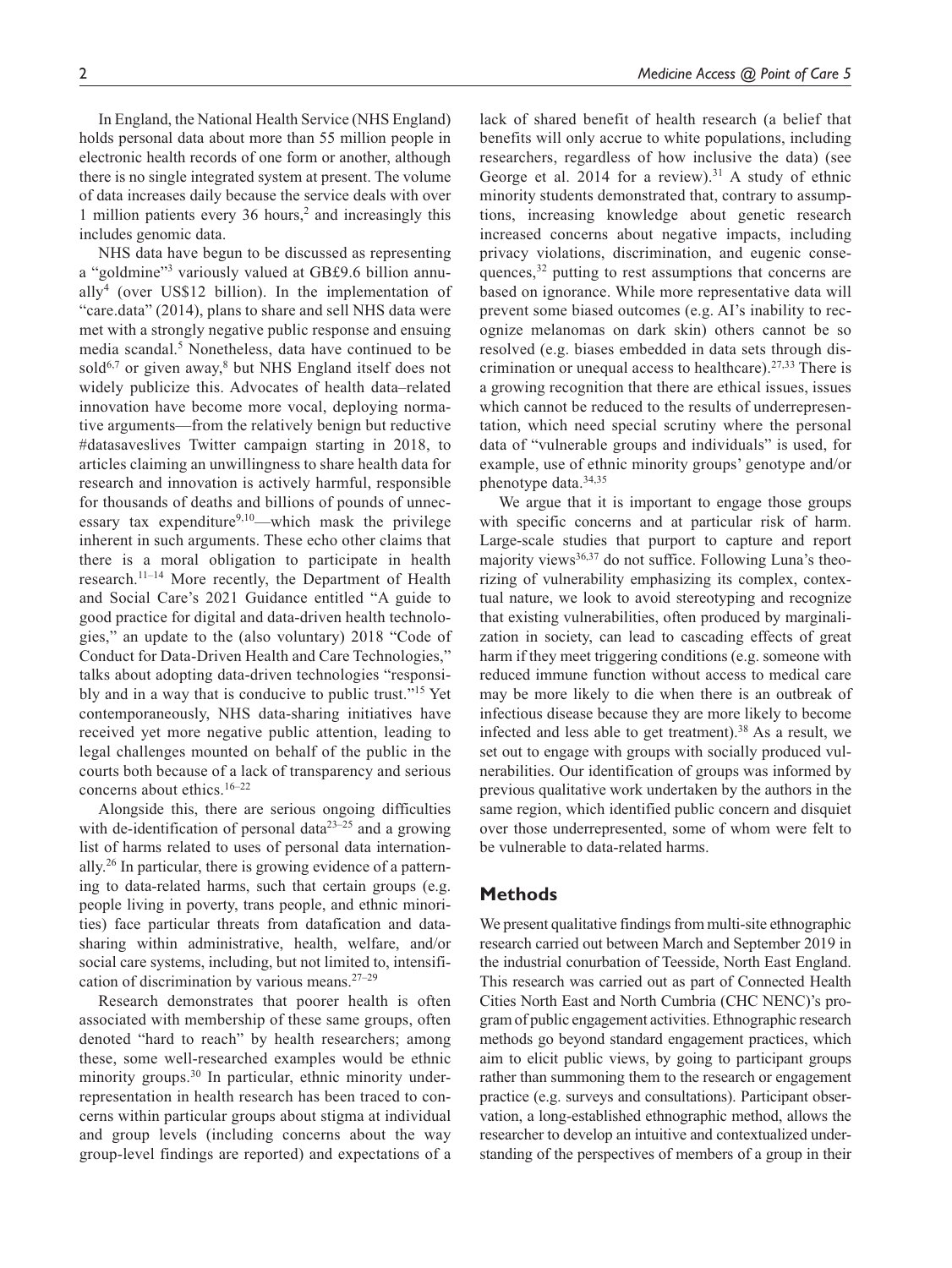In England, the National Health Service (NHS England) holds personal data about more than 55 million people in electronic health records of one form or another, although there is no single integrated system at present. The volume of data increases daily because the service deals with over 1 million patients every 36 hours,[2] and increasingly this includes genomic data.

NHS data have begun to be discussed as representing a "goldmine"[3] variously valued at GB£9.6 billion annually[4] (over US$12 billion). In the implementation of "care.data" (2014), plans to share and sell NHS data were met with a strongly negative public response and ensuing media scandal.[5] Nonetheless, data have continued to be sold[6,7] or given away,[8] but NHS England itself does not widely publicize this. Advocates of health data–related innovation have become more vocal, deploying normative arguments—from the relatively benign but reductive #datasaveslives Twitter campaign starting in 2018, to articles claiming an unwillingness to share health data for research and innovation is actively harmful, responsible for thousands of deaths and billions of pounds of unnecessary tax expenditure[9,10]—which mask the privilege inherent in such arguments. These echo other claims that there is a moral obligation to participate in health research.[11–14] More recently, the Department of Health and Social Care's 2021 Guidance entitled "A guide to good practice for digital and data-driven health technologies," an update to the (also voluntary) 2018 "Code of Conduct for Data-Driven Health and Care Technologies," talks about adopting data-driven technologies "responsibly and in a way that is conducive to public trust."[15] Yet contemporaneously, NHS data-sharing initiatives have received yet more negative public attention, leading to legal challenges mounted on behalf of the public in the courts both because of a lack of transparency and serious concerns about ethics.[16–22]

Alongside this, there are serious ongoing difficulties with de-identification of personal data[23–25] and a growing list of harms related to uses of personal data internationally.[26] In particular, there is growing evidence of a patterning to data-related harms, such that certain groups (e.g. people living in poverty, trans people, and ethnic minorities) face particular threats from datafication and data-sharing within administrative, health, welfare, and/or social care systems, including, but not limited to, intensification of discrimination by various means.[27–29]

Research demonstrates that poorer health is often associated with membership of these same groups, often denoted "hard to reach" by health researchers; among these, some well-researched examples would be ethnic minority groups.[30] In particular, ethnic minority underrepresentation in health research has been traced to concerns within particular groups about stigma at individual and group levels (including concerns about the way group-level findings are reported) and expectations of a lack of shared benefit of health research (a belief that benefits will only accrue to white populations, including researchers, regardless of how inclusive the data) (see George et al. 2014 for a review).[31] A study of ethnic minority students demonstrated that, contrary to assumptions, increasing knowledge about genetic research increased concerns about negative impacts, including privacy violations, discrimination, and eugenic consequences,[32] putting to rest assumptions that concerns are based on ignorance. While more representative data will prevent some biased outcomes (e.g. AI's inability to recognize melanomas on dark skin) others cannot be so resolved (e.g. biases embedded in data sets through discrimination or unequal access to healthcare).[27,33] There is a growing recognition that there are ethical issues, issues which cannot be reduced to the results of underrepresentation, which need special scrutiny where the personal data of "vulnerable groups and individuals" is used, for example, use of ethnic minority groups' genotype and/or phenotype data.[34,35]

We argue that it is important to engage those groups with specific concerns and at particular risk of harm. Large-scale studies that purport to capture and report majority views[36,37] do not suffice. Following Luna's theorizing of vulnerability emphasizing its complex, contextual nature, we look to avoid stereotyping and recognize that existing vulnerabilities, often produced by marginalization in society, can lead to cascading effects of great harm if they meet triggering conditions (e.g. someone with reduced immune function without access to medical care may be more likely to die when there is an outbreak of infectious disease because they are more likely to become infected and less able to get treatment).[38] As a result, we set out to engage with groups with socially produced vulnerabilities. Our identification of groups was informed by previous qualitative work undertaken by the authors in the same region, which identified public concern and disquiet over those underrepresented, some of whom were felt to be vulnerable to data-related harms.

## Methods

We present qualitative findings from multi-site ethnographic research carried out between March and September 2019 in the industrial conurbation of Teesside, North East England. This research was carried out as part of Connected Health Cities North East and North Cumbria (CHC NENC)'s program of public engagement activities. Ethnographic research methods go beyond standard engagement practices, which aim to elicit public views, by going to participant groups rather than summoning them to the research or engagement practice (e.g. surveys and consultations). Participant observation, a long-established ethnographic method, allows the researcher to develop an intuitive and contextualized understanding of the perspectives of members of a group in their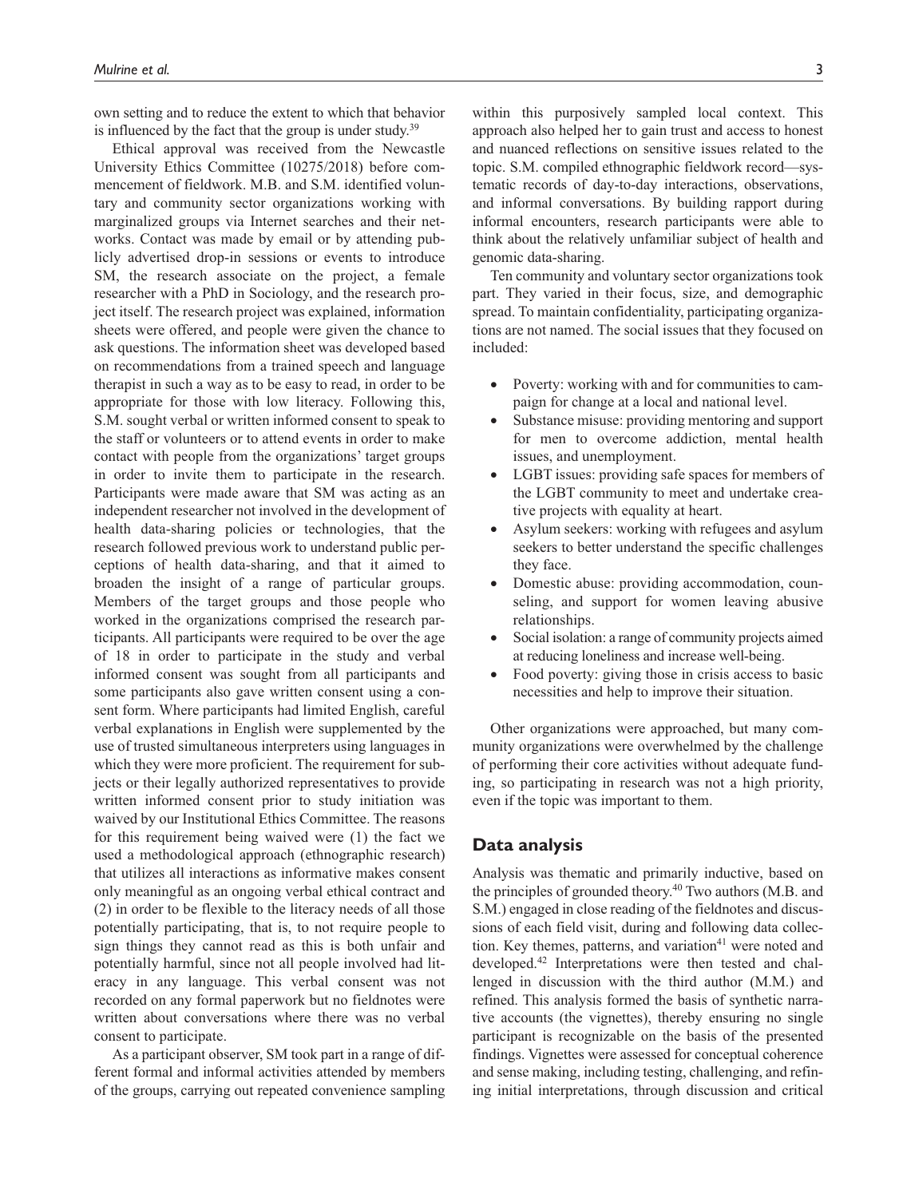own setting and to reduce the extent to which that behavior is influenced by the fact that the group is under study.[39]

Ethical approval was received from the Newcastle University Ethics Committee (10275/2018) before commencement of fieldwork. M.B. and S.M. identified voluntary and community sector organizations working with marginalized groups via Internet searches and their networks. Contact was made by email or by attending publicly advertised drop-in sessions or events to introduce SM, the research associate on the project, a female researcher with a PhD in Sociology, and the research project itself. The research project was explained, information sheets were offered, and people were given the chance to ask questions. The information sheet was developed based on recommendations from a trained speech and language therapist in such a way as to be easy to read, in order to be appropriate for those with low literacy. Following this, S.M. sought verbal or written informed consent to speak to the staff or volunteers or to attend events in order to make contact with people from the organizations' target groups in order to invite them to participate in the research. Participants were made aware that SM was acting as an independent researcher not involved in the development of health data-sharing policies or technologies, that the research followed previous work to understand public perceptions of health data-sharing, and that it aimed to broaden the insight of a range of particular groups. Members of the target groups and those people who worked in the organizations comprised the research participants. All participants were required to be over the age of 18 in order to participate in the study and verbal informed consent was sought from all participants and some participants also gave written consent using a consent form. Where participants had limited English, careful verbal explanations in English were supplemented by the use of trusted simultaneous interpreters using languages in which they were more proficient. The requirement for subjects or their legally authorized representatives to provide written informed consent prior to study initiation was waived by our Institutional Ethics Committee. The reasons for this requirement being waived were (1) the fact we used a methodological approach (ethnographic research) that utilizes all interactions as informative makes consent only meaningful as an ongoing verbal ethical contract and (2) in order to be flexible to the literacy needs of all those potentially participating, that is, to not require people to sign things they cannot read as this is both unfair and potentially harmful, since not all people involved had literacy in any language. This verbal consent was not recorded on any formal paperwork but no fieldnotes were written about conversations where there was no verbal consent to participate.

As a participant observer, SM took part in a range of different formal and informal activities attended by members of the groups, carrying out repeated convenience sampling within this purposively sampled local context. This approach also helped her to gain trust and access to honest and nuanced reflections on sensitive issues related to the topic. S.M. compiled ethnographic fieldwork record—systematic records of day-to-day interactions, observations, and informal conversations. By building rapport during informal encounters, research participants were able to think about the relatively unfamiliar subject of health and genomic data-sharing.

Ten community and voluntary sector organizations took part. They varied in their focus, size, and demographic spread. To maintain confidentiality, participating organizations are not named. The social issues that they focused on included:

- Poverty: working with and for communities to campaign for change at a local and national level.
- Substance misuse: providing mentoring and support for men to overcome addiction, mental health issues, and unemployment.
- LGBT issues: providing safe spaces for members of the LGBT community to meet and undertake creative projects with equality at heart.
- Asylum seekers: working with refugees and asylum seekers to better understand the specific challenges they face.
- Domestic abuse: providing accommodation, counseling, and support for women leaving abusive relationships.
- Social isolation: a range of community projects aimed at reducing loneliness and increase well-being.
- Food poverty: giving those in crisis access to basic necessities and help to improve their situation.

Other organizations were approached, but many community organizations were overwhelmed by the challenge of performing their core activities without adequate funding, so participating in research was not a high priority, even if the topic was important to them.

## Data analysis

Analysis was thematic and primarily inductive, based on the principles of grounded theory.[40] Two authors (M.B. and S.M.) engaged in close reading of the fieldnotes and discussions of each field visit, during and following data collection. Key themes, patterns, and variation[41] were noted and developed.[42] Interpretations were then tested and challenged in discussion with the third author (M.M.) and refined. This analysis formed the basis of synthetic narrative accounts (the vignettes), thereby ensuring no single participant is recognizable on the basis of the presented findings. Vignettes were assessed for conceptual coherence and sense making, including testing, challenging, and refining initial interpretations, through discussion and critical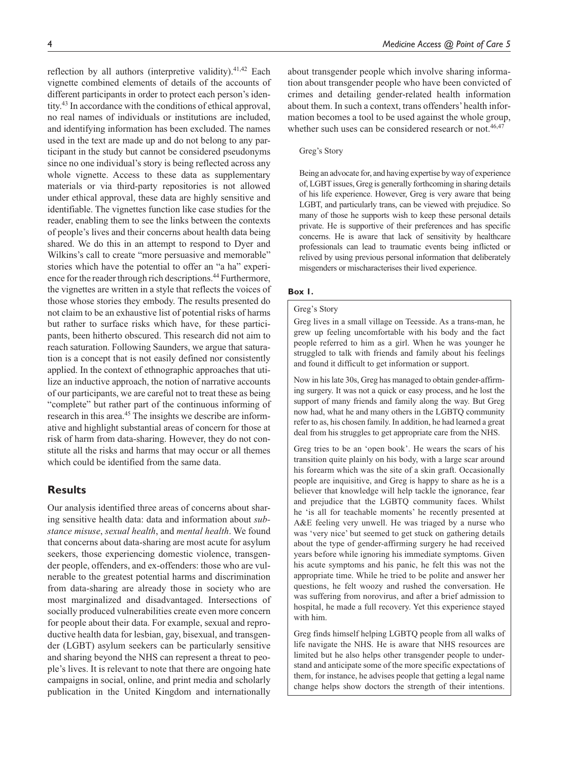reflection by all authors (interpretive validity).[41,42] Each vignette combined elements of details of the accounts of different participants in order to protect each person's identity.[43] In accordance with the conditions of ethical approval, no real names of individuals or institutions are included, and identifying information has been excluded. The names used in the text are made up and do not belong to any participant in the study but cannot be considered pseudonyms since no one individual's story is being reflected across any whole vignette. Access to these data as supplementary materials or via third-party repositories is not allowed under ethical approval, these data are highly sensitive and identifiable. The vignettes function like case studies for the reader, enabling them to see the links between the contexts of people's lives and their concerns about health data being shared. We do this in an attempt to respond to Dyer and Wilkins's call to create "more persuasive and memorable" stories which have the potential to offer an "a ha" experience for the reader through rich descriptions.[44] Furthermore, the vignettes are written in a style that reflects the voices of those whose stories they embody. The results presented do not claim to be an exhaustive list of potential risks of harms but rather to surface risks which have, for these participants, been hitherto obscured. This research did not aim to reach saturation. Following Saunders, we argue that saturation is a concept that is not easily defined nor consistently applied. In the context of ethnographic approaches that utilize an inductive approach, the notion of narrative accounts of our participants, we are careful not to treat these as being "complete" but rather part of the continuous informing of research in this area.[45] The insights we describe are informative and highlight substantial areas of concern for those at risk of harm from data-sharing. However, they do not constitute all the risks and harms that may occur or all themes which could be identified from the same data.

## Results

Our analysis identified three areas of concerns about sharing sensitive health data: data and information about *substance misuse*, *sexual health*, and *mental health*. We found that concerns about data-sharing are most acute for asylum seekers, those experiencing domestic violence, transgender people, offenders, and ex-offenders: those who are vulnerable to the greatest potential harms and discrimination from data-sharing are already those in society who are most marginalized and disadvantaged. Intersections of socially produced vulnerabilities create even more concern for people about their data. For example, sexual and reproductive health data for lesbian, gay, bisexual, and transgender (LGBT) asylum seekers can be particularly sensitive and sharing beyond the NHS can represent a threat to people's lives. It is relevant to note that there are ongoing hate campaigns in social, online, and print media and scholarly publication in the United Kingdom and internationally about transgender people which involve sharing information about transgender people who have been convicted of crimes and detailing gender-related health information about them. In such a context, trans offenders' health information becomes a tool to be used against the whole group, whether such uses can be considered research or not.[46,47]

Greg's Story

Being an advocate for, and having expertise by way of experience of, LGBT issues, Greg is generally forthcoming in sharing details of his life experience. However, Greg is very aware that being LGBT, and particularly trans, can be viewed with prejudice. So many of those he supports wish to keep these personal details private. He is supportive of their preferences and has specific concerns. He is aware that lack of sensitivity by healthcare professionals can lead to traumatic events being inflicted or relived by using previous personal information that deliberately misgenders or mischaracterises their lived experience.

**Box 1.**

Greg's Story

Greg lives in a small village on Teesside. As a trans-man, he grew up feeling uncomfortable with his body and the fact people referred to him as a girl. When he was younger he struggled to talk with friends and family about his feelings and found it difficult to get information or support.

Now in his late 30s, Greg has managed to obtain gender-affirming surgery. It was not a quick or easy process, and he lost the support of many friends and family along the way. But Greg now had, what he and many others in the LGBTQ community refer to as, his chosen family. In addition, he had learned a great deal from his struggles to get appropriate care from the NHS.

Greg tries to be an 'open book'. He wears the scars of his transition quite plainly on his body, with a large scar around his forearm which was the site of a skin graft. Occasionally people are inquisitive, and Greg is happy to share as he is a believer that knowledge will help tackle the ignorance, fear and prejudice that the LGBTQ community faces. Whilst he 'is all for teachable moments' he recently presented at A&E feeling very unwell. He was triaged by a nurse who was 'very nice' but seemed to get stuck on gathering details about the type of gender-affirming surgery he had received years before while ignoring his immediate symptoms. Given his acute symptoms and his panic, he felt this was not the appropriate time. While he tried to be polite and answer her questions, he felt woozy and rushed the conversation. He was suffering from norovirus, and after a brief admission to hospital, he made a full recovery. Yet this experience stayed with him.

Greg finds himself helping LGBTQ people from all walks of life navigate the NHS. He is aware that NHS resources are limited but he also helps other transgender people to understand and anticipate some of the more specific expectations of them, for instance, he advises people that getting a legal name change helps show doctors the strength of their intentions.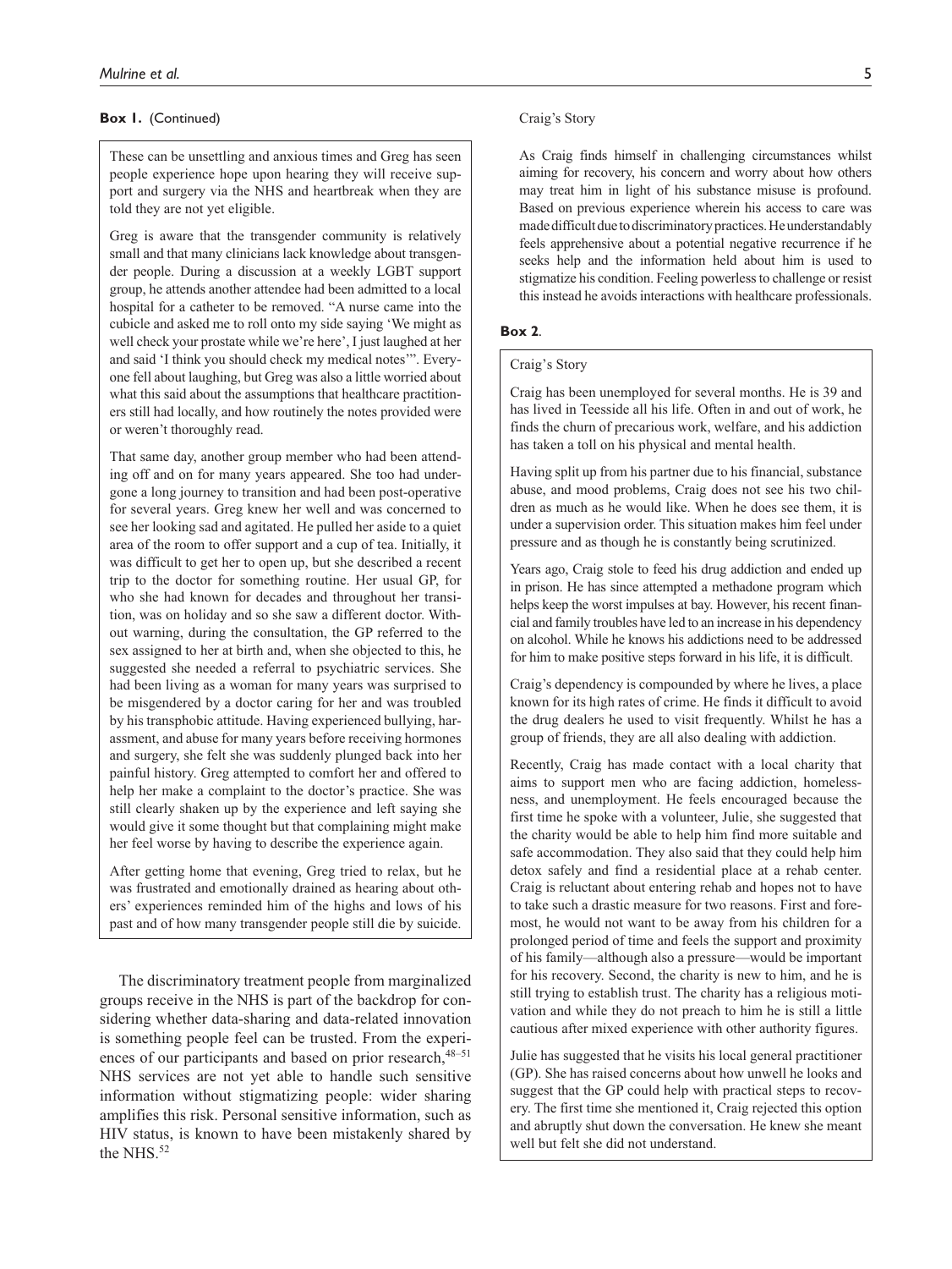**Box 1.** (Continued)

These can be unsettling and anxious times and Greg has seen people experience hope upon hearing they will receive support and surgery via the NHS and heartbreak when they are told they are not yet eligible.

Greg is aware that the transgender community is relatively small and that many clinicians lack knowledge about transgender people. During a discussion at a weekly LGBT support group, he attends another attendee had been admitted to a local hospital for a catheter to be removed. "A nurse came into the cubicle and asked me to roll onto my side saying 'We might as well check your prostate while we're here', I just laughed at her and said 'I think you should check my medical notes'". Everyone fell about laughing, but Greg was also a little worried about what this said about the assumptions that healthcare practitioners still had locally, and how routinely the notes provided were or weren't thoroughly read.

That same day, another group member who had been attending off and on for many years appeared. She too had undergone a long journey to transition and had been post-operative for several years. Greg knew her well and was concerned to see her looking sad and agitated. He pulled her aside to a quiet area of the room to offer support and a cup of tea. Initially, it was difficult to get her to open up, but she described a recent trip to the doctor for something routine. Her usual GP, for who she had known for decades and throughout her transition, was on holiday and so she saw a different doctor. Without warning, during the consultation, the GP referred to the sex assigned to her at birth and, when she objected to this, he suggested she needed a referral to psychiatric services. She had been living as a woman for many years was surprised to be misgendered by a doctor caring for her and was troubled by his transphobic attitude. Having experienced bullying, harassment, and abuse for many years before receiving hormones and surgery, she felt she was suddenly plunged back into her painful history. Greg attempted to comfort her and offered to help her make a complaint to the doctor's practice. She was still clearly shaken up by the experience and left saying she would give it some thought but that complaining might make her feel worse by having to describe the experience again.

After getting home that evening, Greg tried to relax, but he was frustrated and emotionally drained as hearing about others' experiences reminded him of the highs and lows of his past and of how many transgender people still die by suicide.

The discriminatory treatment people from marginalized groups receive in the NHS is part of the backdrop for considering whether data-sharing and data-related innovation is something people feel can be trusted. From the experiences of our participants and based on prior research,[48–51] NHS services are not yet able to handle such sensitive information without stigmatizing people: wider sharing amplifies this risk. Personal sensitive information, such as HIV status, is known to have been mistakenly shared by the NHS.[52]

Craig's Story

As Craig finds himself in challenging circumstances whilst aiming for recovery, his concern and worry about how others may treat him in light of his substance misuse is profound. Based on previous experience wherein his access to care was made difficult due to discriminatory practices. He understandably feels apprehensive about a potential negative recurrence if he seeks help and the information held about him is used to stigmatize his condition. Feeling powerless to challenge or resist this instead he avoids interactions with healthcare professionals.

**Box 2.**

Craig's Story

Craig has been unemployed for several months. He is 39 and has lived in Teesside all his life. Often in and out of work, he finds the churn of precarious work, welfare, and his addiction has taken a toll on his physical and mental health.

Having split up from his partner due to his financial, substance abuse, and mood problems, Craig does not see his two children as much as he would like. When he does see them, it is under a supervision order. This situation makes him feel under pressure and as though he is constantly being scrutinized.

Years ago, Craig stole to feed his drug addiction and ended up in prison. He has since attempted a methadone program which helps keep the worst impulses at bay. However, his recent financial and family troubles have led to an increase in his dependency on alcohol. While he knows his addictions need to be addressed for him to make positive steps forward in his life, it is difficult.

Craig's dependency is compounded by where he lives, a place known for its high rates of crime. He finds it difficult to avoid the drug dealers he used to visit frequently. Whilst he has a group of friends, they are all also dealing with addiction.

Recently, Craig has made contact with a local charity that aims to support men who are facing addiction, homelessness, and unemployment. He feels encouraged because the first time he spoke with a volunteer, Julie, she suggested that the charity would be able to help him find more suitable and safe accommodation. They also said that they could help him detox safely and find a residential place at a rehab center. Craig is reluctant about entering rehab and hopes not to have to take such a drastic measure for two reasons. First and foremost, he would not want to be away from his children for a prolonged period of time and feels the support and proximity of his family—although also a pressure—would be important for his recovery. Second, the charity is new to him, and he is still trying to establish trust. The charity has a religious motivation and while they do not preach to him he is still a little cautious after mixed experience with other authority figures.

Julie has suggested that he visits his local general practitioner (GP). She has raised concerns about how unwell he looks and suggest that the GP could help with practical steps to recovery. The first time she mentioned it, Craig rejected this option and abruptly shut down the conversation. He knew she meant well but felt she did not understand.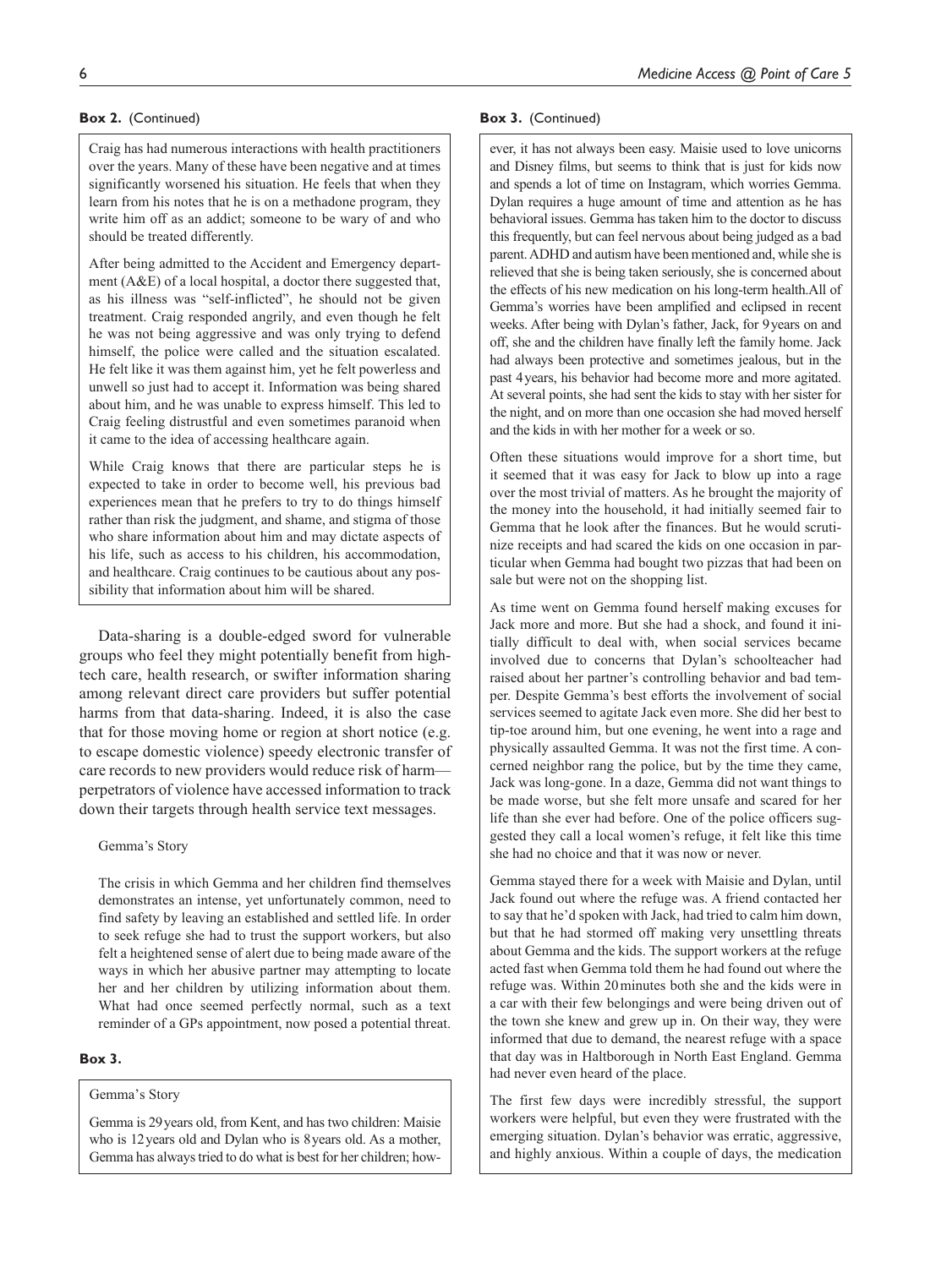**Box 2.** (Continued)

Craig has had numerous interactions with health practitioners over the years. Many of these have been negative and at times significantly worsened his situation. He feels that when they learn from his notes that he is on a methadone program, they write him off as an addict; someone to be wary of and who should be treated differently.

After being admitted to the Accident and Emergency department (A&E) of a local hospital, a doctor there suggested that, as his illness was "self-inflicted", he should not be given treatment. Craig responded angrily, and even though he felt he was not being aggressive and was only trying to defend himself, the police were called and the situation escalated. He felt like it was them against him, yet he felt powerless and unwell so just had to accept it. Information was being shared about him, and he was unable to express himself. This led to Craig feeling distrustful and even sometimes paranoid when it came to the idea of accessing healthcare again.

While Craig knows that there are particular steps he is expected to take in order to become well, his previous bad experiences mean that he prefers to try to do things himself rather than risk the judgment, and shame, and stigma of those who share information about him and may dictate aspects of his life, such as access to his children, his accommodation, and healthcare. Craig continues to be cautious about any possibility that information about him will be shared.

Data-sharing is a double-edged sword for vulnerable groups who feel they might potentially benefit from high-tech care, health research, or swifter information sharing among relevant direct care providers but suffer potential harms from that data-sharing. Indeed, it is also the case that for those moving home or region at short notice (e.g. to escape domestic violence) speedy electronic transfer of care records to new providers would reduce risk of harm—perpetrators of violence have accessed information to track down their targets through health service text messages.

Gemma's Story

The crisis in which Gemma and her children find themselves demonstrates an intense, yet unfortunately common, need to find safety by leaving an established and settled life. In order to seek refuge she had to trust the support workers, but also felt a heightened sense of alert due to being made aware of the ways in which her abusive partner may attempting to locate her and her children by utilizing information about them. What had once seemed perfectly normal, such as a text reminder of a GPs appointment, now posed a potential threat.

**Box 3.**

Gemma's Story

Gemma is 29 years old, from Kent, and has two children: Maisie who is 12 years old and Dylan who is 8 years old. As a mother, Gemma has always tried to do what is best for her children; however, it has not always been easy. Maisie used to love unicorns and Disney films, but seems to think that is just for kids now and spends a lot of time on Instagram, which worries Gemma. Dylan requires a huge amount of time and attention as he has behavioral issues. Gemma has taken him to the doctor to discuss this frequently, but can feel nervous about being judged as a bad parent. ADHD and autism have been mentioned and, while she is relieved that she is being taken seriously, she is concerned about the effects of his new medication on his long-term health. All of Gemma's worries have been amplified and eclipsed in recent weeks. After being with Dylan's father, Jack, for 9 years on and off, she and the children have finally left the family home. Jack had always been protective and sometimes jealous, but in the past 4 years, his behavior had become more and more agitated. At several points, she had sent the kids to stay with her sister for the night, and on more than one occasion she had moved herself and the kids in with her mother for a week or so.

Often these situations would improve for a short time, but it seemed that it was easy for Jack to blow up into a rage over the most trivial of matters. As he brought the majority of the money into the household, it had initially seemed fair to Gemma that he look after the finances. But he would scrutinize receipts and had scared the kids on one occasion in particular when Gemma had bought two pizzas that had been on sale but were not on the shopping list.

As time went on Gemma found herself making excuses for Jack more and more. But she had a shock, and found it initially difficult to deal with, when social services became involved due to concerns that Dylan's schoolteacher had raised about her partner's controlling behavior and bad temper. Despite Gemma's best efforts the involvement of social services seemed to agitate Jack even more. She did her best to tip-toe around him, but one evening, he went into a rage and physically assaulted Gemma. It was not the first time. A concerned neighbor rang the police, but by the time they came, Jack was long-gone. In a daze, Gemma did not want things to be made worse, but she felt more unsafe and scared for her life than she ever had before. One of the police officers suggested they call a local women's refuge, it felt like this time she had no choice and that it was now or never.

Gemma stayed there for a week with Maisie and Dylan, until Jack found out where the refuge was. A friend contacted her to say that he'd spoken with Jack, had tried to calm him down, but that he had stormed off making very unsettling threats about Gemma and the kids. The support workers at the refuge acted fast when Gemma told them he had found out where the refuge was. Within 20 minutes both she and the kids were in a car with their few belongings and were being driven out of the town she knew and grew up in. On their way, they were informed that due to demand, the nearest refuge with a space that day was in Haltborough in North East England. Gemma had never even heard of the place.

The first few days were incredibly stressful, the support workers were helpful, but even they were frustrated with the emerging situation. Dylan's behavior was erratic, aggressive, and highly anxious. Within a couple of days, the medication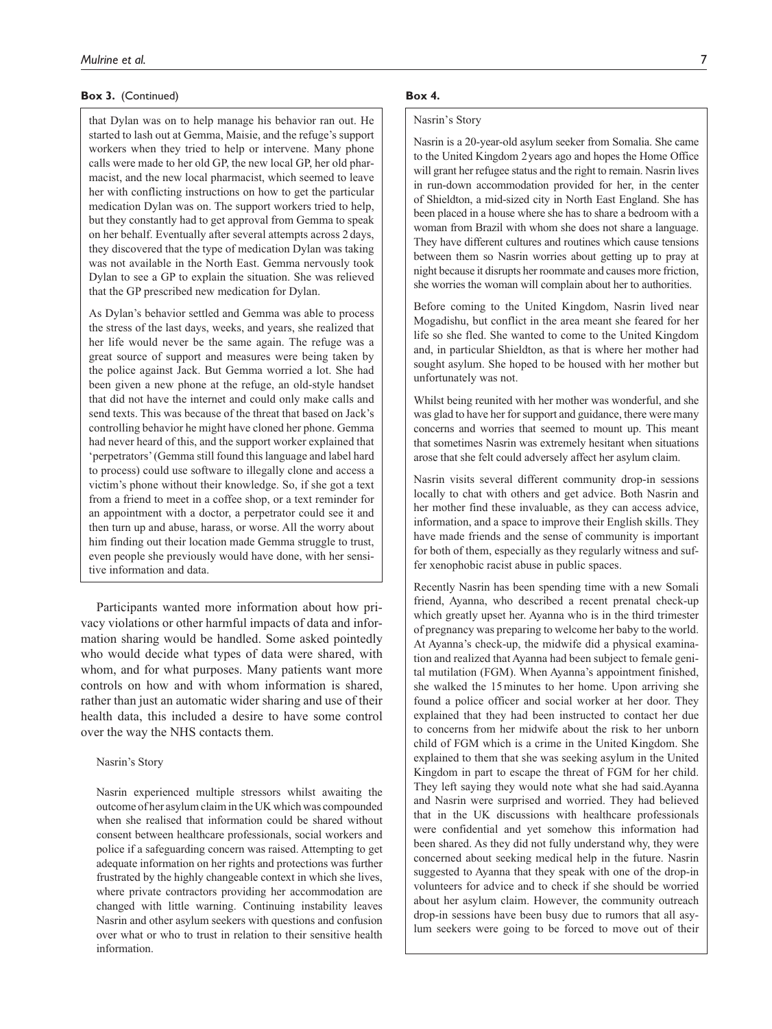**Box 3.** (Continued)

that Dylan was on to help manage his behavior ran out. He started to lash out at Gemma, Maisie, and the refuge's support workers when they tried to help or intervene. Many phone calls were made to her old GP, the new local GP, her old pharmacist, and the new local pharmacist, which seemed to leave her with conflicting instructions on how to get the particular medication Dylan was on. The support workers tried to help, but they constantly had to get approval from Gemma to speak on her behalf. Eventually after several attempts across 2 days, they discovered that the type of medication Dylan was taking was not available in the North East. Gemma nervously took Dylan to see a GP to explain the situation. She was relieved that the GP prescribed new medication for Dylan.

As Dylan's behavior settled and Gemma was able to process the stress of the last days, weeks, and years, she realized that her life would never be the same again. The refuge was a great source of support and measures were being taken by the police against Jack. But Gemma worried a lot. She had been given a new phone at the refuge, an old-style handset that did not have the internet and could only make calls and send texts. This was because of the threat that based on Jack's controlling behavior he might have cloned her phone. Gemma had never heard of this, and the support worker explained that 'perpetrators' (Gemma still found this language and label hard to process) could use software to illegally clone and access a victim's phone without their knowledge. So, if she got a text from a friend to meet in a coffee shop, or a text reminder for an appointment with a doctor, a perpetrator could see it and then turn up and abuse, harass, or worse. All the worry about him finding out their location made Gemma struggle to trust, even people she previously would have done, with her sensitive information and data.

Participants wanted more information about how privacy violations or other harmful impacts of data and information sharing would be handled. Some asked pointedly who would decide what types of data were shared, with whom, and for what purposes. Many patients want more controls on how and with whom information is shared, rather than just an automatic wider sharing and use of their health data, this included a desire to have some control over the way the NHS contacts them.

Nasrin's Story

Nasrin experienced multiple stressors whilst awaiting the outcome of her asylum claim in the UK which was compounded when she realised that information could be shared without consent between healthcare professionals, social workers and police if a safeguarding concern was raised. Attempting to get adequate information on her rights and protections was further frustrated by the highly changeable context in which she lives, where private contractors providing her accommodation are changed with little warning. Continuing instability leaves Nasrin and other asylum seekers with questions and confusion over what or who to trust in relation to their sensitive health information.

**Box 4.**

Nasrin's Story

Nasrin is a 20-year-old asylum seeker from Somalia. She came to the United Kingdom 2 years ago and hopes the Home Office will grant her refugee status and the right to remain. Nasrin lives in run-down accommodation provided for her, in the center of Shieldton, a mid-sized city in North East England. She has been placed in a house where she has to share a bedroom with a woman from Brazil with whom she does not share a language. They have different cultures and routines which cause tensions between them so Nasrin worries about getting up to pray at night because it disrupts her roommate and causes more friction, she worries the woman will complain about her to authorities.

Before coming to the United Kingdom, Nasrin lived near Mogadishu, but conflict in the area meant she feared for her life so she fled. She wanted to come to the United Kingdom and, in particular Shieldton, as that is where her mother had sought asylum. She hoped to be housed with her mother but unfortunately was not.

Whilst being reunited with her mother was wonderful, and she was glad to have her for support and guidance, there were many concerns and worries that seemed to mount up. This meant that sometimes Nasrin was extremely hesitant when situations arose that she felt could adversely affect her asylum claim.

Nasrin visits several different community drop-in sessions locally to chat with others and get advice. Both Nasrin and her mother find these invaluable, as they can access advice, information, and a space to improve their English skills. They have made friends and the sense of community is important for both of them, especially as they regularly witness and suffer xenophobic racist abuse in public spaces.

Recently Nasrin has been spending time with a new Somali friend, Ayanna, who described a recent prenatal check-up which greatly upset her. Ayanna who is in the third trimester of pregnancy was preparing to welcome her baby to the world. At Ayanna's check-up, the midwife did a physical examination and realized that Ayanna had been subject to female genital mutilation (FGM). When Ayanna's appointment finished, she walked the 15 minutes to her home. Upon arriving she found a police officer and social worker at her door. They explained that they had been instructed to contact her due to concerns from her midwife about the risk to her unborn child of FGM which is a crime in the United Kingdom. She explained to them that she was seeking asylum in the United Kingdom in part to escape the threat of FGM for her child. They left saying they would note what she had said.Ayanna and Nasrin were surprised and worried. They had believed that in the UK discussions with healthcare professionals were confidential and yet somehow this information had been shared. As they did not fully understand why, they were concerned about seeking medical help in the future. Nasrin suggested to Ayanna that they speak with one of the drop-in volunteers for advice and to check if she should be worried about her asylum claim. However, the community outreach drop-in sessions have been busy due to rumors that all asylum seekers were going to be forced to move out of their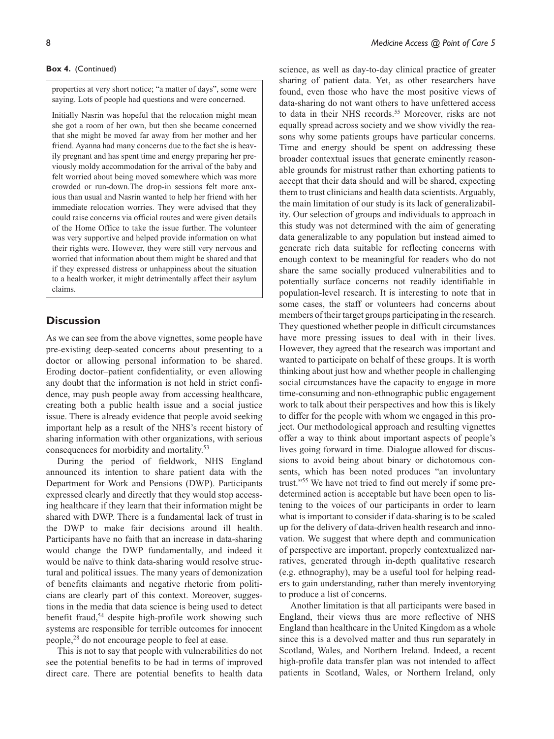**Box 4.** (Continued)

properties at very short notice; "a matter of days", some were saying. Lots of people had questions and were concerned.

Initially Nasrin was hopeful that the relocation might mean she got a room of her own, but then she became concerned that she might be moved far away from her mother and her friend. Ayanna had many concerns due to the fact she is heavily pregnant and has spent time and energy preparing her previously moldy accommodation for the arrival of the baby and felt worried about being moved somewhere which was more crowded or run-down.The drop-in sessions felt more anxious than usual and Nasrin wanted to help her friend with her immediate relocation worries. They were advised that they could raise concerns via official routes and were given details of the Home Office to take the issue further. The volunteer was very supportive and helped provide information on what their rights were. However, they were still very nervous and worried that information about them might be shared and that if they expressed distress or unhappiness about the situation to a health worker, it might detrimentally affect their asylum claims.

## Discussion

As we can see from the above vignettes, some people have pre-existing deep-seated concerns about presenting to a doctor or allowing personal information to be shared. Eroding doctor–patient confidentiality, or even allowing any doubt that the information is not held in strict confidence, may push people away from accessing healthcare, creating both a public health issue and a social justice issue. There is already evidence that people avoid seeking important help as a result of the NHS's recent history of sharing information with other organizations, with serious consequences for morbidity and mortality.[53]

During the period of fieldwork, NHS England announced its intention to share patient data with the Department for Work and Pensions (DWP). Participants expressed clearly and directly that they would stop accessing healthcare if they learn that their information might be shared with DWP. There is a fundamental lack of trust in the DWP to make fair decisions around ill health. Participants have no faith that an increase in data-sharing would change the DWP fundamentally, and indeed it would be naïve to think data-sharing would resolve structural and political issues. The many years of demonization of benefits claimants and negative rhetoric from politicians are clearly part of this context. Moreover, suggestions in the media that data science is being used to detect benefit fraud,[54] despite high-profile work showing such systems are responsible for terrible outcomes for innocent people,[28] do not encourage people to feel at ease.

This is not to say that people with vulnerabilities do not see the potential benefits to be had in terms of improved direct care. There are potential benefits to health data science, as well as day-to-day clinical practice of greater sharing of patient data. Yet, as other researchers have found, even those who have the most positive views of data-sharing do not want others to have unfettered access to data in their NHS records.[55] Moreover, risks are not equally spread across society and we show vividly the reasons why some patients groups have particular concerns. Time and energy should be spent on addressing these broader contextual issues that generate eminently reasonable grounds for mistrust rather than exhorting patients to accept that their data should and will be shared, expecting them to trust clinicians and health data scientists. Arguably, the main limitation of our study is its lack of generalizability. Our selection of groups and individuals to approach in this study was not determined with the aim of generating data generalizable to any population but instead aimed to generate rich data suitable for reflecting concerns with enough context to be meaningful for readers who do not share the same socially produced vulnerabilities and to potentially surface concerns not readily identifiable in population-level research. It is interesting to note that in some cases, the staff or volunteers had concerns about members of their target groups participating in the research. They questioned whether people in difficult circumstances have more pressing issues to deal with in their lives. However, they agreed that the research was important and wanted to participate on behalf of these groups. It is worth thinking about just how and whether people in challenging social circumstances have the capacity to engage in more time-consuming and non-ethnographic public engagement work to talk about their perspectives and how this is likely to differ for the people with whom we engaged in this project. Our methodological approach and resulting vignettes offer a way to think about important aspects of people's lives going forward in time. Dialogue allowed for discussions to avoid being about binary or dichotomous consents, which has been noted produces "an involuntary trust."[55] We have not tried to find out merely if some predetermined action is acceptable but have been open to listening to the voices of our participants in order to learn what is important to consider if data-sharing is to be scaled up for the delivery of data-driven health research and innovation. We suggest that where depth and communication of perspective are important, properly contextualized narratives, generated through in-depth qualitative research (e.g. ethnography), may be a useful tool for helping readers to gain understanding, rather than merely inventorying to produce a list of concerns.

Another limitation is that all participants were based in England, their views thus are more reflective of NHS England than healthcare in the United Kingdom as a whole since this is a devolved matter and thus run separately in Scotland, Wales, and Northern Ireland. Indeed, a recent high-profile data transfer plan was not intended to affect patients in Scotland, Wales, or Northern Ireland, only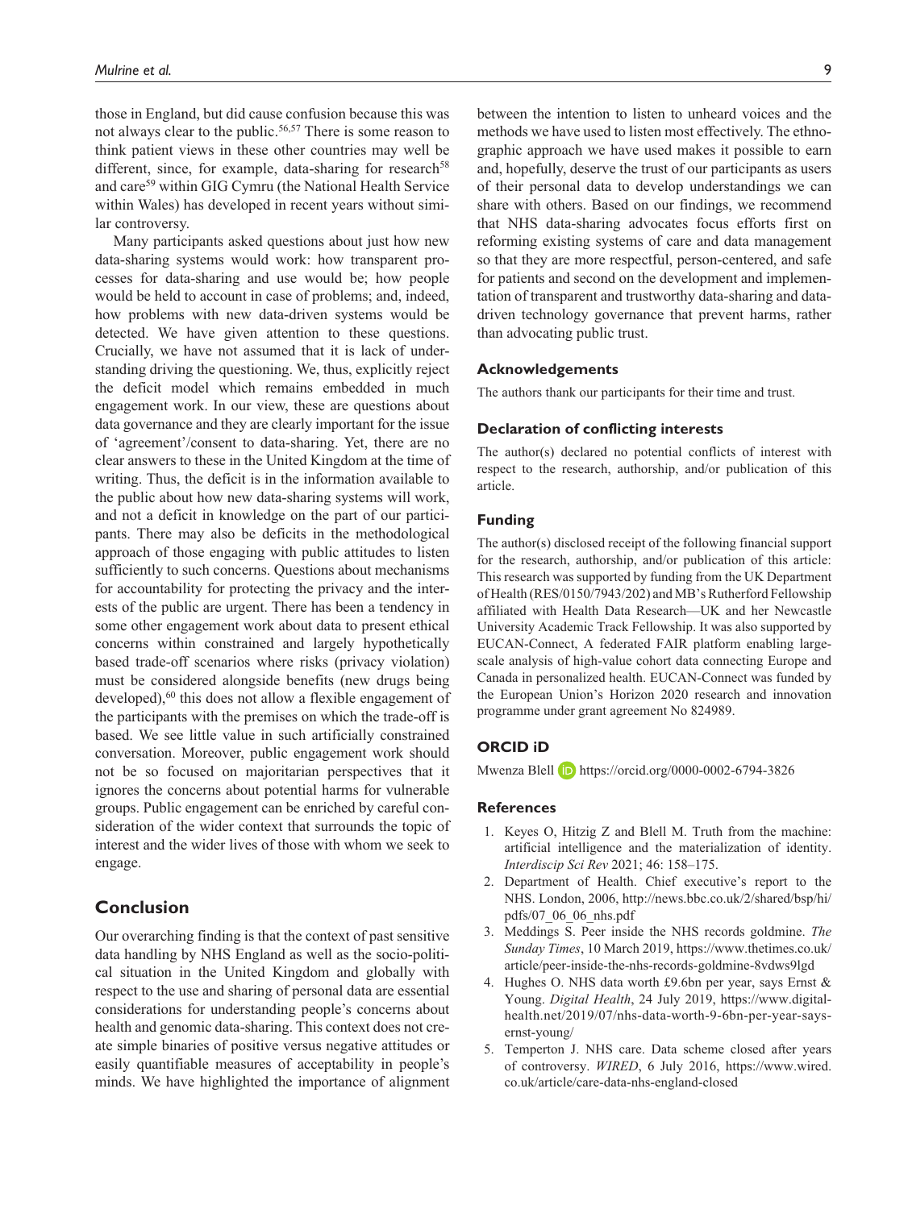those in England, but did cause confusion because this was not always clear to the public.[56,57] There is some reason to think patient views in these other countries may well be different, since, for example, data-sharing for research[58] and care[59] within GIG Cymru (the National Health Service within Wales) has developed in recent years without similar controversy.

Many participants asked questions about just how new data-sharing systems would work: how transparent processes for data-sharing and use would be; how people would be held to account in case of problems; and, indeed, how problems with new data-driven systems would be detected. We have given attention to these questions. Crucially, we have not assumed that it is lack of understanding driving the questioning. We, thus, explicitly reject the deficit model which remains embedded in much engagement work. In our view, these are questions about data governance and they are clearly important for the issue of 'agreement'/consent to data-sharing. Yet, there are no clear answers to these in the United Kingdom at the time of writing. Thus, the deficit is in the information available to the public about how new data-sharing systems will work, and not a deficit in knowledge on the part of our participants. There may also be deficits in the methodological approach of those engaging with public attitudes to listen sufficiently to such concerns. Questions about mechanisms for accountability for protecting the privacy and the interests of the public are urgent. There has been a tendency in some other engagement work about data to present ethical concerns within constrained and largely hypothetically based trade-off scenarios where risks (privacy violation) must be considered alongside benefits (new drugs being developed),[60] this does not allow a flexible engagement of the participants with the premises on which the trade-off is based. We see little value in such artificially constrained conversation. Moreover, public engagement work should not be so focused on majoritarian perspectives that it ignores the concerns about potential harms for vulnerable groups. Public engagement can be enriched by careful consideration of the wider context that surrounds the topic of interest and the wider lives of those with whom we seek to engage.

## Conclusion

Our overarching finding is that the context of past sensitive data handling by NHS England as well as the socio-political situation in the United Kingdom and globally with respect to the use and sharing of personal data are essential considerations for understanding people's concerns about health and genomic data-sharing. This context does not create simple binaries of positive versus negative attitudes or easily quantifiable measures of acceptability in people's minds. We have highlighted the importance of alignment between the intention to listen to unheard voices and the methods we have used to listen most effectively. The ethnographic approach we have used makes it possible to earn and, hopefully, deserve the trust of our participants as users of their personal data to develop understandings we can share with others. Based on our findings, we recommend that NHS data-sharing advocates focus efforts first on reforming existing systems of care and data management so that they are more respectful, person-centered, and safe for patients and second on the development and implementation of transparent and trustworthy data-sharing and data-driven technology governance that prevent harms, rather than advocating public trust.

### Acknowledgements

The authors thank our participants for their time and trust.

### Declaration of conflicting interests

The author(s) declared no potential conflicts of interest with respect to the research, authorship, and/or publication of this article.

### Funding

The author(s) disclosed receipt of the following financial support for the research, authorship, and/or publication of this article: This research was supported by funding from the UK Department of Health (RES/0150/7943/202) and MB's Rutherford Fellowship affiliated with Health Data Research—UK and her Newcastle University Academic Track Fellowship. It was also supported by EUCAN-Connect, A federated FAIR platform enabling large-scale analysis of high-value cohort data connecting Europe and Canada in personalized health. EUCAN-Connect was funded by the European Union's Horizon 2020 research and innovation programme under grant agreement No 824989.

### ORCID iD

Mwenza Blell https://orcid.org/0000-0002-6794-3826

### References

1. Keyes O, Hitzig Z and Blell M. Truth from the machine: artificial intelligence and the materialization of identity. *Interdiscip Sci Rev* 2021; 46: 158–175.
2. Department of Health. Chief executive's report to the NHS. London, 2006, http://news.bbc.co.uk/2/shared/bsp/hi/pdfs/07_06_06_nhs.pdf
3. Meddings S. Peer inside the NHS records goldmine. *The Sunday Times*, 10 March 2019, https://www.thetimes.co.uk/article/peer-inside-the-nhs-records-goldmine-8vdws9lgd
4. Hughes O. NHS data worth £9.6bn per year, says Ernst & Young. *Digital Health*, 24 July 2019, https://www.digitalhealth.net/2019/07/nhs-data-worth-9-6bn-per-year-says-ernst-young/
5. Temperton J. NHS care. Data scheme closed after years of controversy. *WIRED*, 6 July 2016, https://www.wired.co.uk/article/care-data-nhs-england-closed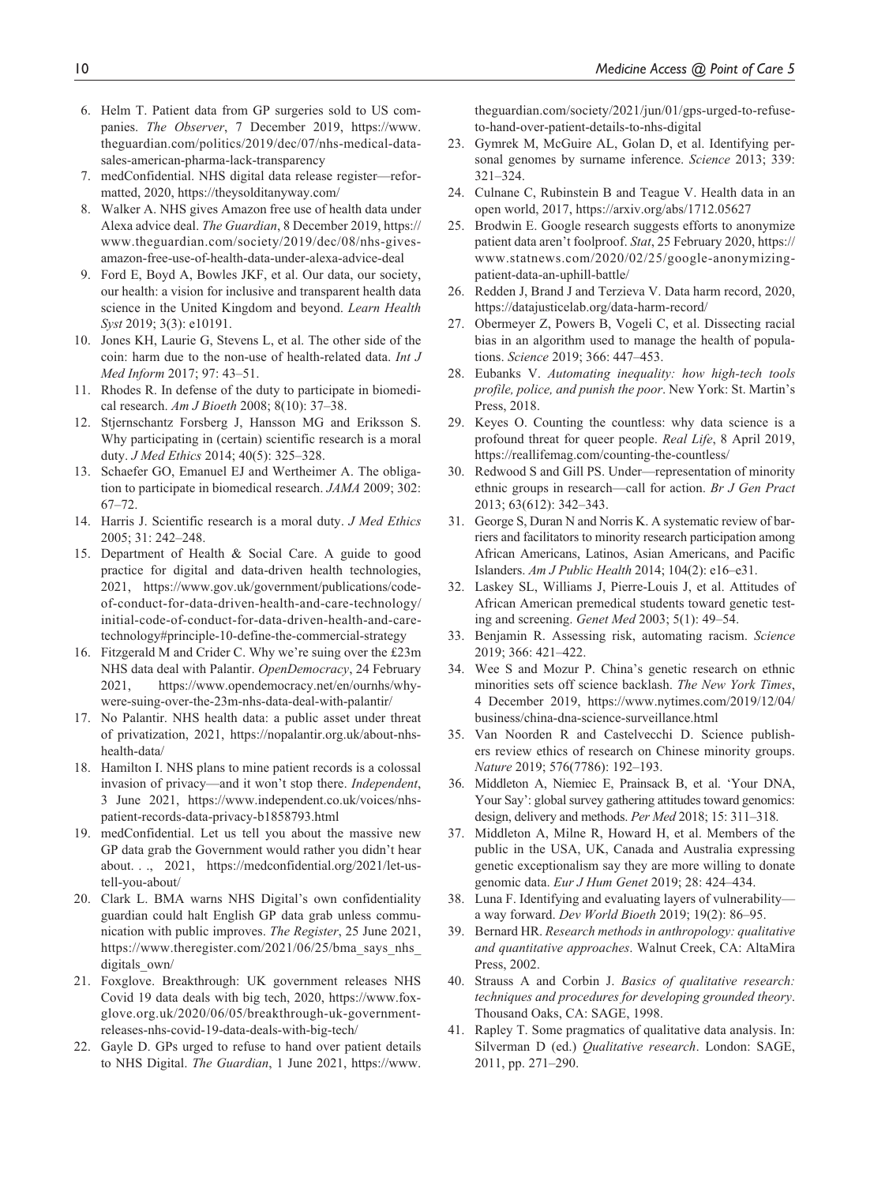6. Helm T. Patient data from GP surgeries sold to US companies. *The Observer*, 7 December 2019, https://www.theguardian.com/politics/2019/dec/07/nhs-medical-data-sales-american-pharma-lack-transparency
7. medConfidential. NHS digital data release register—reformatted, 2020, https://theysolditanyway.com/
8. Walker A. NHS gives Amazon free use of health data under Alexa advice deal. *The Guardian*, 8 December 2019, https://www.theguardian.com/society/2019/dec/08/nhs-gives-amazon-free-use-of-health-data-under-alexa-advice-deal
9. Ford E, Boyd A, Bowles JKF, et al. Our data, our society, our health: a vision for inclusive and transparent health data science in the United Kingdom and beyond. *Learn Health Syst* 2019; 3(3): e10191.
10. Jones KH, Laurie G, Stevens L, et al. The other side of the coin: harm due to the non-use of health-related data. *Int J Med Inform* 2017; 97: 43–51.
11. Rhodes R. In defense of the duty to participate in biomedical research. *Am J Bioeth* 2008; 8(10): 37–38.
12. Stjernschantz Forsberg J, Hansson MG and Eriksson S. Why participating in (certain) scientific research is a moral duty. *J Med Ethics* 2014; 40(5): 325–328.
13. Schaefer GO, Emanuel EJ and Wertheimer A. The obligation to participate in biomedical research. *JAMA* 2009; 302: 67–72.
14. Harris J. Scientific research is a moral duty. *J Med Ethics* 2005; 31: 242–248.
15. Department of Health & Social Care. A guide to good practice for digital and data-driven health technologies, 2021, https://www.gov.uk/government/publications/code-of-conduct-for-data-driven-health-and-care-technology/initial-code-of-conduct-for-data-driven-health-and-care-technology#principle-10-define-the-commercial-strategy
16. Fitzgerald M and Crider C. Why we're suing over the £23m NHS data deal with Palantir. *OpenDemocracy*, 24 February 2021, https://www.opendemocracy.net/en/ournhs/why-were-suing-over-the-23m-nhs-data-deal-with-palantir/
17. No Palantir. NHS health data: a public asset under threat of privatization, 2021, https://nopalantir.org.uk/about-nhs-health-data/
18. Hamilton I. NHS plans to mine patient records is a colossal invasion of privacy—and it won't stop there. *Independent*, 3 June 2021, https://www.independent.co.uk/voices/nhs-patient-records-data-privacy-b1858793.html
19. medConfidential. Let us tell you about the massive new GP data grab the Government would rather you didn't hear about. . ., 2021, https://medconfidential.org/2021/let-us-tell-you-about/
20. Clark L. BMA warns NHS Digital's own confidentiality guardian could halt English GP data grab unless communication with public improves. *The Register*, 25 June 2021, https://www.theregister.com/2021/06/25/bma_says_nhs_digitals_own/
21. Foxglove. Breakthrough: UK government releases NHS Covid 19 data deals with big tech, 2020, https://www.foxglove.org.uk/2020/06/05/breakthrough-uk-government-releases-nhs-covid-19-data-deals-with-big-tech/
22. Gayle D. GPs urged to refuse to hand over patient details to NHS Digital. *The Guardian*, 1 June 2021, https://www.theguardian.com/society/2021/jun/01/gps-urged-to-refuse-to-hand-over-patient-details-to-nhs-digital
23. Gymrek M, McGuire AL, Golan D, et al. Identifying personal genomes by surname inference. *Science* 2013; 339: 321–324.
24. Culnane C, Rubinstein B and Teague V. Health data in an open world, 2017, https://arxiv.org/abs/1712.05627
25. Brodwin E. Google research suggests efforts to anonymize patient data aren't foolproof. *Stat*, 25 February 2020, https://www.statnews.com/2020/02/25/google-anonymizing-patient-data-an-uphill-battle/
26. Redden J, Brand J and Terzieva V. Data harm record, 2020, https://datajusticelab.org/data-harm-record/
27. Obermeyer Z, Powers B, Vogeli C, et al. Dissecting racial bias in an algorithm used to manage the health of populations. *Science* 2019; 366: 447–453.
28. Eubanks V. *Automating inequality: how high-tech tools profile, police, and punish the poor*. New York: St. Martin's Press, 2018.
29. Keyes O. Counting the countless: why data science is a profound threat for queer people. *Real Life*, 8 April 2019, https://reallifemag.com/counting-the-countless/
30. Redwood S and Gill PS. Under—representation of minority ethnic groups in research—call for action. *Br J Gen Pract* 2013; 63(612): 342–343.
31. George S, Duran N and Norris K. A systematic review of barriers and facilitators to minority research participation among African Americans, Latinos, Asian Americans, and Pacific Islanders. *Am J Public Health* 2014; 104(2): e16–e31.
32. Laskey SL, Williams J, Pierre-Louis J, et al. Attitudes of African American premedical students toward genetic testing and screening. *Genet Med* 2003; 5(1): 49–54.
33. Benjamin R. Assessing risk, automating racism. *Science* 2019; 366: 421–422.
34. Wee S and Mozur P. China's genetic research on ethnic minorities sets off science backlash. *The New York Times*, 4 December 2019, https://www.nytimes.com/2019/12/04/business/china-dna-science-surveillance.html
35. Van Noorden R and Castelvecchi D. Science publishers review ethics of research on Chinese minority groups. *Nature* 2019; 576(7786): 192–193.
36. Middleton A, Niemiec E, Prainsack B, et al. 'Your DNA, Your Say': global survey gathering attitudes toward genomics: design, delivery and methods. *Per Med* 2018; 15: 311–318.
37. Middleton A, Milne R, Howard H, et al. Members of the public in the USA, UK, Canada and Australia expressing genetic exceptionalism say they are more willing to donate genomic data. *Eur J Hum Genet* 2019; 28: 424–434.
38. Luna F. Identifying and evaluating layers of vulnerability—a way forward. *Dev World Bioeth* 2019; 19(2): 86–95.
39. Bernard HR. *Research methods in anthropology: qualitative and quantitative approaches*. Walnut Creek, CA: AltaMira Press, 2002.
40. Strauss A and Corbin J. *Basics of qualitative research: techniques and procedures for developing grounded theory*. Thousand Oaks, CA: SAGE, 1998.
41. Rapley T. Some pragmatics of qualitative data analysis. In: Silverman D (ed.) *Qualitative research*. London: SAGE, 2011, pp. 271–290.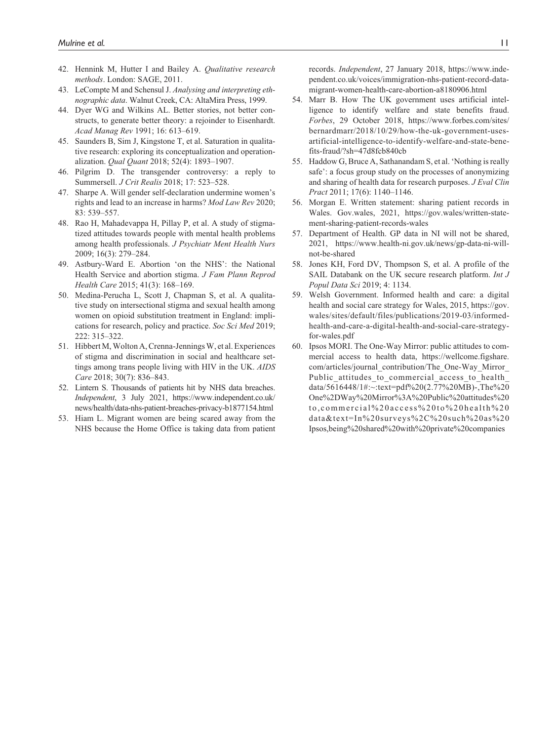42. Hennink M, Hutter I and Bailey A. *Qualitative research methods*. London: SAGE, 2011.
43. LeCompte M and Schensul J. *Analysing and interpreting ethnographic data*. Walnut Creek, CA: AltaMira Press, 1999.
44. Dyer WG and Wilkins AL. Better stories, not better constructs, to generate better theory: a rejoinder to Eisenhardt. *Acad Manag Rev* 1991; 16: 613–619.
45. Saunders B, Sim J, Kingstone T, et al. Saturation in qualitative research: exploring its conceptualization and operationalization. *Qual Quant* 2018; 52(4): 1893–1907.
46. Pilgrim D. The transgender controversy: a reply to Summersell. *J Crit Realis* 2018; 17: 523–528.
47. Sharpe A. Will gender self-declaration undermine women's rights and lead to an increase in harms? *Mod Law Rev* 2020; 83: 539–557.
48. Rao H, Mahadevappa H, Pillay P, et al. A study of stigmatized attitudes towards people with mental health problems among health professionals. *J Psychiatr Ment Health Nurs* 2009; 16(3): 279–284.
49. Astbury-Ward E. Abortion 'on the NHS': the National Health Service and abortion stigma. *J Fam Plann Reprod Health Care* 2015; 41(3): 168–169.
50. Medina-Perucha L, Scott J, Chapman S, et al. A qualitative study on intersectional stigma and sexual health among women on opioid substitution treatment in England: implications for research, policy and practice. *Soc Sci Med* 2019; 222: 315–322.
51. Hibbert M, Wolton A, Crenna-Jennings W, et al. Experiences of stigma and discrimination in social and healthcare settings among trans people living with HIV in the UK. *AIDS Care* 2018; 30(7): 836–843.
52. Lintern S. Thousands of patients hit by NHS data breaches. *Independent*, 3 July 2021, https://www.independent.co.uk/news/health/data-nhs-patient-breaches-privacy-b1877154.html
53. Hiam L. Migrant women are being scared away from the NHS because the Home Office is taking data from patient records. *Independent*, 27 January 2018, https://www.independent.co.uk/voices/immigration-nhs-patient-record-data-migrant-women-health-care-abortion-a8180906.html
54. Marr B. How The UK government uses artificial intelligence to identify welfare and state benefits fraud. *Forbes*, 29 October 2018, https://www.forbes.com/sites/bernardmarr/2018/10/29/how-the-uk-government-uses-artificial-intelligence-to-identify-welfare-and-state-benefits-fraud/?sh=47d8fcb840cb
55. Haddow G, Bruce A, Sathanandam S, et al. 'Nothing is really safe': a focus group study on the processes of anonymizing and sharing of health data for research purposes. *J Eval Clin Pract* 2011; 17(6): 1140–1146.
56. Morgan E. Written statement: sharing patient records in Wales. Gov.wales, 2021, https://gov.wales/written-statement-sharing-patient-records-wales
57. Department of Health. GP data in NI will not be shared, 2021, https://www.health-ni.gov.uk/news/gp-data-ni-will-not-be-shared
58. Jones KH, Ford DV, Thompson S, et al. A profile of the SAIL Databank on the UK secure research platform. *Int J Popul Data Sci* 2019; 4: 1134.
59. Welsh Government. Informed health and care: a digital health and social care strategy for Wales, 2015, https://gov.wales/sites/default/files/publications/2019-03/informed-health-and-care-a-digital-health-and-social-care-strategy-for-wales.pdf
60. Ipsos MORI. The One-Way Mirror: public attitudes to commercial access to health data, https://wellcome.figshare.com/articles/journal_contribution/The_One-Way_Mirror_Public_attitudes_to_commercial_access_to_health_data/5616448/1#:~:text=pdf%20(2.77%20MB)-,The%20One%2DWay%20Mirror%3A%20Public%20attitudes%20to,commercial%20access%20to%20health%20data&text=In%20surveys%2C%20such%20as%20Ipsos,being%20shared%20with%20private%20companies